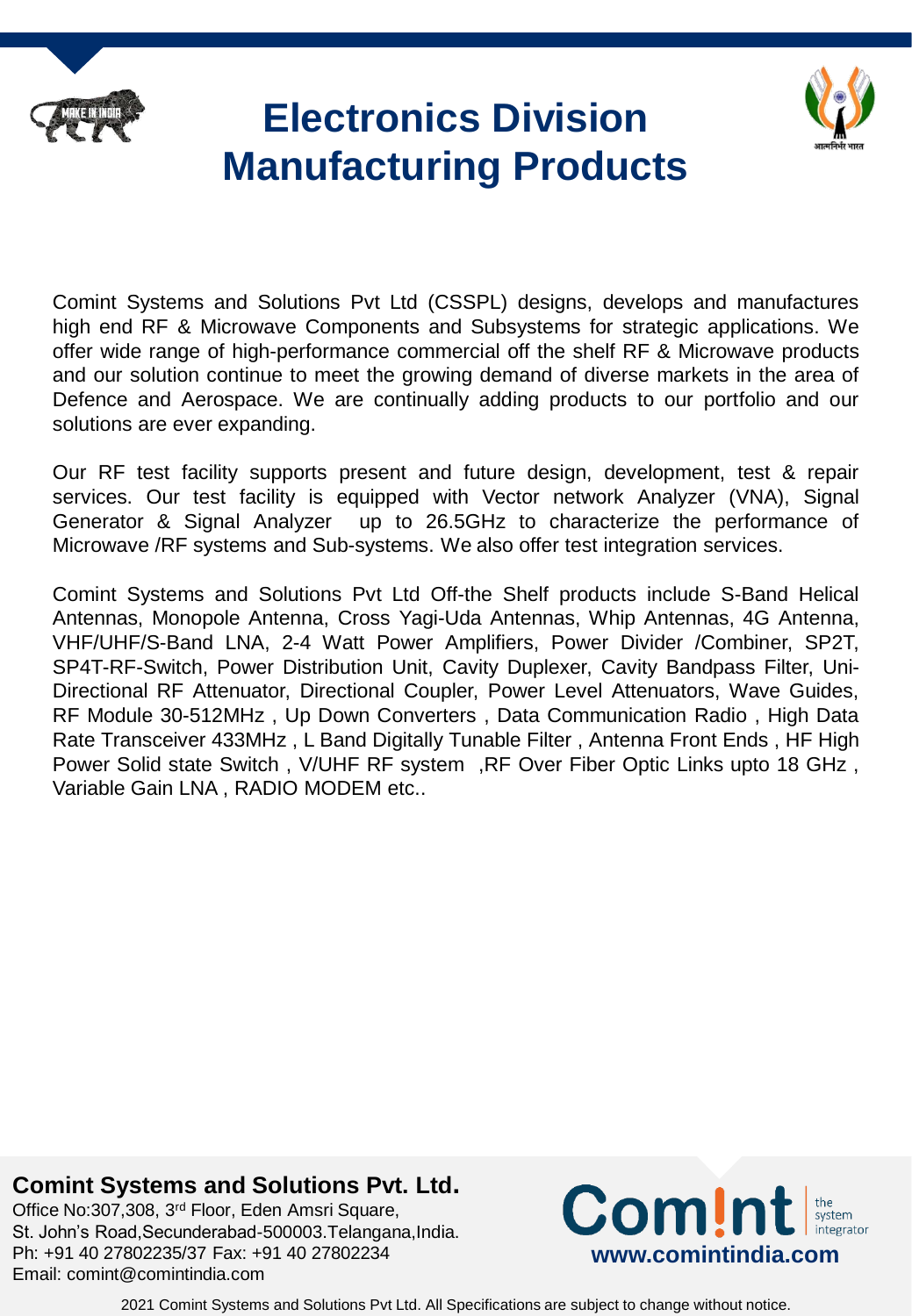# Electronics Division Manufacturing Products

Comint Systems and Solutions Pvt Ltd (CSSPL) designs, develops and manufactures high end RF & Microwave Components and Subsystems for strategic applications. We offer wide range of high-performance commercial off the shelf RF & Microwave products and our solution continue to meet the growing demand of diverse markets in the area of Defence and Aerospace. We are continually adding products to our portfolio and our solutions are ever expanding.

Our RF test facility supports present and future design, development, test & repair services. Our test facility is equipped with Vector network Analyzer (VNA), Signal Generator & Signal Analyzer up to 26.5GHz to characterize the performance of Microwave /RF systems and Sub-systems. We also offer test integration services.

Comint Systems and Solutions Pvt Ltd Off-the Shelf products include S-Band Helical Antennas, Monopole Antenna, Cross Yagi-Uda Antennas, Whip Antennas, 4G Antenna, VHF/UHF/S-Band LNA, 2-4 Watt Power Amplifiers, Power Divider /Combiner, SP2T, SP4T-RF-Switch, Power Distribution Unit, Cavity Duplexer, Cavity Bandpass Filter, Uni-Directional RF Attenuator, Directional Coupler, Power Level Attenuators, Wave Guides, RF Module 30-512MHz , Up Down Converters , Data Communication Radio , High Data Rate Transceiver 433MHz , L Band Digitally Tunable Filter , Antenna Front Ends , HF High Power Solid state Switch , V/UHF RF system ,RF Over Fiber Optic Links upto 18 GHz , Variable Gain LNA , RADIO MODEM etc..

**Comint Systems and Solutions Pvt. Ltd.**
Office No:307,308, 3rd Floor, Eden Amsri Square,
St. John's Road,Secunderabad-500003.Telangana,India.
Ph: +91 40 27802235/37 Fax: +91 40 27802234
Email: comint@comintindia.com

Com!nt the system integrator
www.comintindia.com

2021 Comint Systems and Solutions Pvt Ltd. All Specifications are subject to change without notice.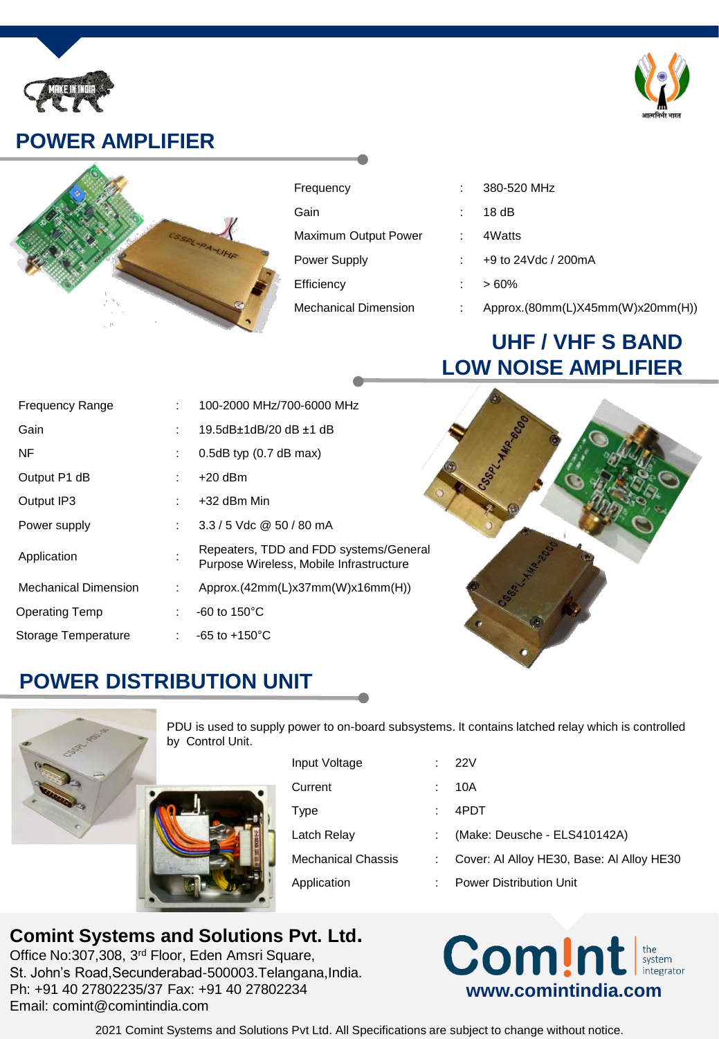## POWER AMPLIFIER

| | | |
|---|---|---|
| Frequency | : | 380-520 MHz |
| Gain | : | 18 dB |
| Maximum Output Power | : | 4Watts |
| Power Supply | : | +9 to 24Vdc / 200mA |
| Efficiency | : | > 60% |
| Mechanical Dimension | : | Approx.(80mm(L)X45mm(W)x20mm(H)) |

## UHF / VHF S BAND LOW NOISE AMPLIFIER

| | | |
|---|---|---|
| Frequency Range | : | 100-2000 MHz/700-6000 MHz |
| Gain | : | 19.5dB±1dB/20 dB ±1 dB |
| NF | : | 0.5dB typ (0.7 dB max) |
| Output P1 dB | : | +20 dBm |
| Output IP3 | : | +32 dBm Min |
| Power supply | : | 3.3 / 5 Vdc @ 50 / 80 mA |
| Application | : | Repeaters, TDD and FDD systems/General Purpose Wireless, Mobile Infrastructure |
| Mechanical Dimension | : | Approx.(42mm(L)x37mm(W)x16mm(H)) |
| Operating Temp | : | -60 to 150°C |
| Storage Temperature | : | -65 to +150°C |

## POWER DISTRIBUTION UNIT

PDU is used to supply power to on-board subsystems. It contains latched relay which is controlled by Control Unit.

| | | |
|---|---|---|
| Input Voltage | : | 22V |
| Current | : | 10A |
| Type | : | 4PDT |
| Latch Relay | : | (Make: Deusche - ELS410142A) |
| Mechanical Chassis | : | Cover: Al Alloy HE30, Base: Al Alloy HE30 |
| Application | : | Power Distribution Unit |

**Comint Systems and Solutions Pvt. Ltd.**
Office No:307,308, 3rd Floor, Eden Amsri Square,
St. John's Road,Secunderabad-500003.Telangana,India.
Ph: +91 40 27802235/37 Fax: +91 40 27802234
Email: comint@comintindia.com

Com!nt the system integrator
www.comintindia.com

2021 Comint Systems and Solutions Pvt Ltd. All Specifications are subject to change without notice.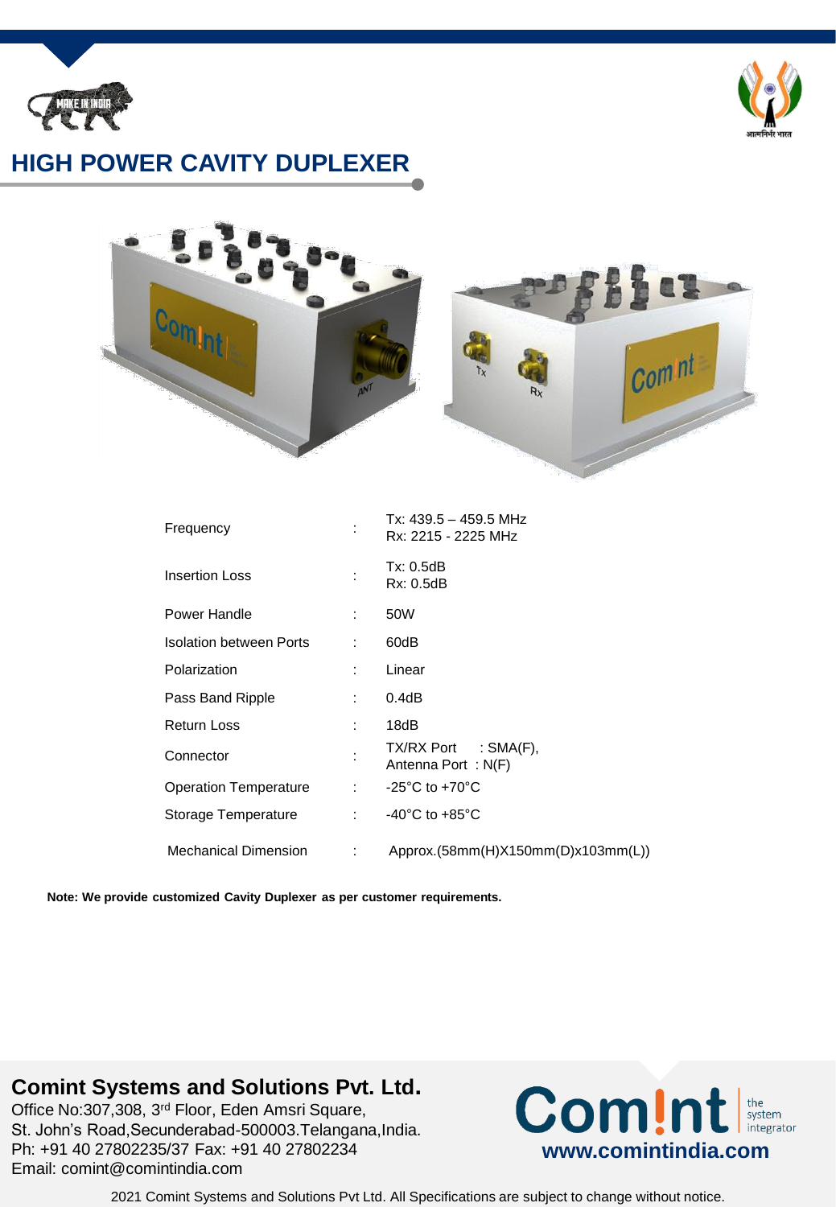# HIGH POWER CAVITY DUPLEXER

| Parameter | | Value |
|---|---|---|
| Frequency | : | Tx: 439.5 – 459.5 MHz<br>Rx: 2215 - 2225 MHz |
| Insertion Loss | : | Tx: 0.5dB<br>Rx: 0.5dB |
| Power Handle | : | 50W |
| Isolation between Ports | : | 60dB |
| Polarization | : | Linear |
| Pass Band Ripple | : | 0.4dB |
| Return Loss | : | 18dB |
| Connector | : | TX/RX Port : SMA(F),<br>Antenna Port : N(F) |
| Operation Temperature | : | -25°C to +70°C |
| Storage Temperature | : | -40°C to +85°C |
| Mechanical Dimension | : | Approx.(58mm(H)X150mm(D)x103mm(L)) |

**Note: We provide customized Cavity Duplexer as per customer requirements.**

## Comint Systems and Solutions Pvt. Ltd.

Office No:307,308, 3rd Floor, Eden Amsri Square,
St. John's Road,Secunderabad-500003.Telangana,India.
Ph: +91 40 27802235/37 Fax: +91 40 27802234
Email: comint@comintindia.com

Com!nt the system integrator
**www.comintindia.com**

2021 Comint Systems and Solutions Pvt Ltd. All Specifications are subject to change without notice.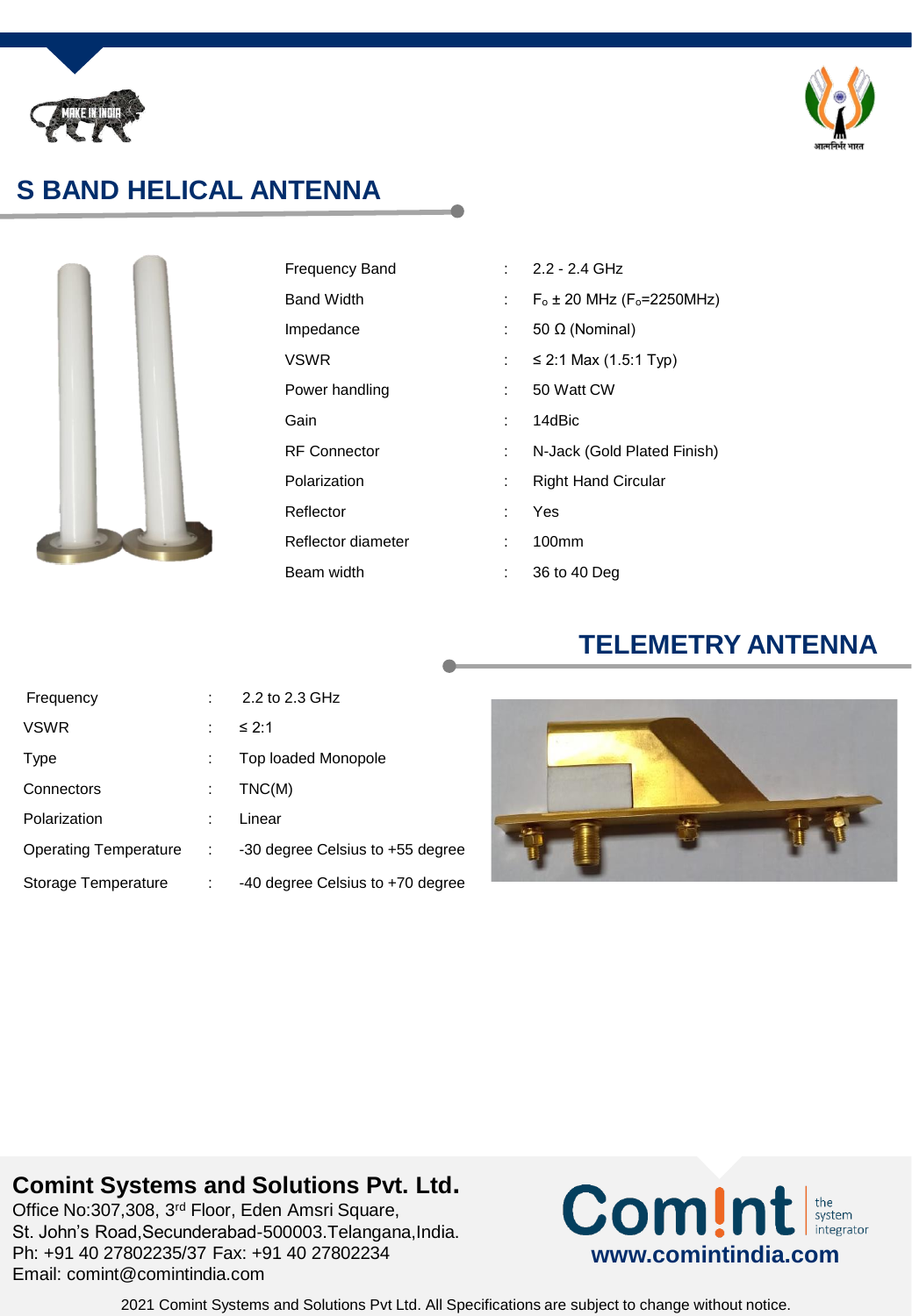# S BAND HELICAL ANTENNA

| | | |
|---|---|---|
| Frequency Band | : | 2.2 - 2.4 GHz |
| Band Width | : | $F_o$ ± 20 MHz ($F_o$=2250MHz) |
| Impedance | : | 50 Ω (Nominal) |
| VSWR | : | ≤ 2:1 Max (1.5:1 Typ) |
| Power handling | : | 50 Watt CW |
| Gain | : | 14dBic |
| RF Connector | : | N-Jack (Gold Plated Finish) |
| Polarization | : | Right Hand Circular |
| Reflector | : | Yes |
| Reflector diameter | : | 100mm |
| Beam width | : | 36 to 40 Deg |

# TELEMETRY ANTENNA

| | | |
|---|---|---|
| Frequency | : | 2.2 to 2.3 GHz |
| VSWR | : | ≤ 2:1 |
| Type | : | Top loaded Monopole |
| Connectors | : | TNC(M) |
| Polarization | : | Linear |
| Operating Temperature | : | -30 degree Celsius to +55 degree |
| Storage Temperature | : | -40 degree Celsius to +70 degree |

**Comint Systems and Solutions Pvt. Ltd.**
Office No:307,308, 3rd Floor, Eden Amsri Square,
St. John's Road,Secunderabad-500003.Telangana,India.
Ph: +91 40 27802235/37 Fax: +91 40 27802234
Email: comint@comintindia.com

Comint the system integrator
**www.comintindia.com**

2021 Comint Systems and Solutions Pvt Ltd. All Specifications are subject to change without notice.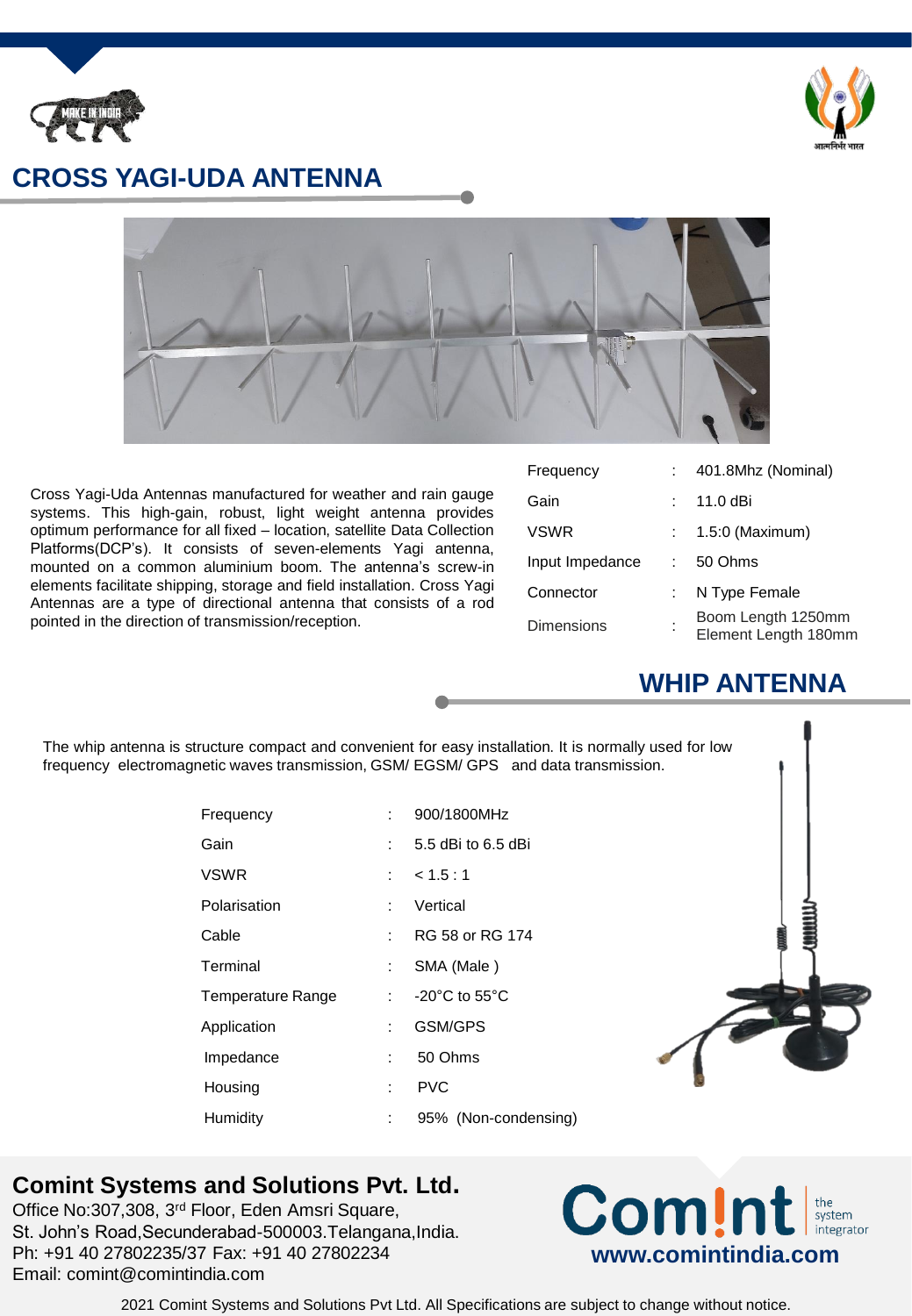# CROSS YAGI-UDA ANTENNA

Cross Yagi-Uda Antennas manufactured for weather and rain gauge systems. This high-gain, robust, light weight antenna provides optimum performance for all fixed – location, satellite Data Collection Platforms(DCP's). It consists of seven-elements Yagi antenna, mounted on a common aluminium boom. The antenna's screw-in elements facilitate shipping, storage and field installation. Cross Yagi Antennas are a type of directional antenna that consists of a rod pointed in the direction of transmission/reception.

| | | |
|---|---|---|
| Frequency | : | 401.8Mhz (Nominal) |
| Gain | : | 11.0 dBi |
| VSWR | : | 1.5:0 (Maximum) |
| Input Impedance | : | 50 Ohms |
| Connector | : | N Type Female |
| Dimensions | : | Boom Length 1250mm<br>Element Length 180mm |

# WHIP ANTENNA

The whip antenna is structure compact and convenient for easy installation. It is normally used for low frequency electromagnetic waves transmission, GSM/ EGSM/ GPS and data transmission.

| | | |
|---|---|---|
| Frequency | : | 900/1800MHz |
| Gain | : | 5.5 dBi to 6.5 dBi |
| VSWR | : | < 1.5 : 1 |
| Polarisation | : | Vertical |
| Cable | : | RG 58 or RG 174 |
| Terminal | : | SMA (Male ) |
| Temperature Range | : | -20°C to 55°C |
| Application | : | GSM/GPS |
| Impedance | : | 50 Ohms |
| Housing | : | PVC |
| Humidity | : | 95% (Non-condensing) |

## Comint Systems and Solutions Pvt. Ltd.

Office No:307,308, 3rd Floor, Eden Amsri Square,
St. John's Road,Secunderabad-500003.Telangana,India.
Ph: +91 40 27802235/37 Fax: +91 40 27802234
Email: comint@comintindia.com

Com!nt the system integrator
www.comintindia.com

2021 Comint Systems and Solutions Pvt Ltd. All Specifications are subject to change without notice.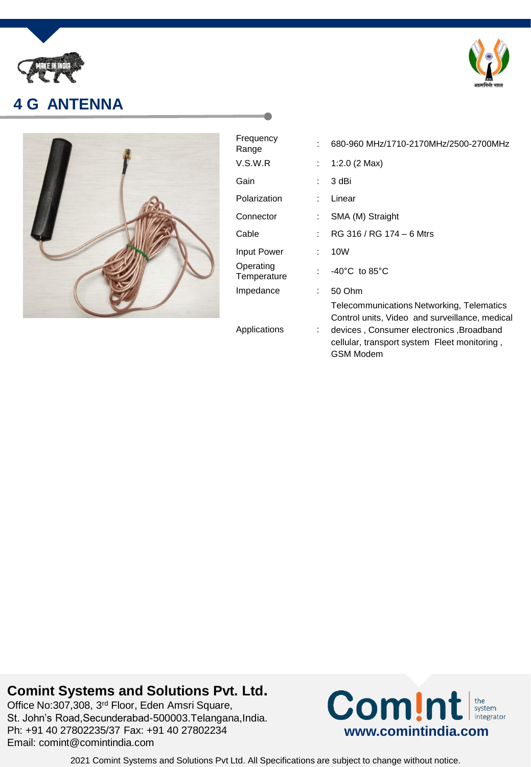# 4 G ANTENNA

| | | |
|---|---|---|
| Frequency Range | : | 680-960 MHz/1710-2170MHz/2500-2700MHz |
| V.S.W.R | : | 1:2.0 (2 Max) |
| Gain | : | 3 dBi |
| Polarization | : | Linear |
| Connector | : | SMA (M) Straight |
| Cable | : | RG 316 / RG 174 – 6 Mtrs |
| Input Power | : | 10W |
| Operating Temperature | : | -40°C to 85°C |
| Impedance | : | 50 Ohm |
| Applications | : | Telecommunications Networking, Telematics Control units, Video and surveillance, medical devices , Consumer electronics ,Broadband cellular, transport system Fleet monitoring , GSM Modem |

**Comint Systems and Solutions Pvt. Ltd.**
Office No:307,308, 3rd Floor, Eden Amsri Square,
St. John's Road,Secunderabad-500003.Telangana,India.
Ph: +91 40 27802235/37 Fax: +91 40 27802234
Email: comint@comintindia.com

Com!nt the system integrator
www.comintindia.com

2021 Comint Systems and Solutions Pvt Ltd. All Specifications are subject to change without notice.